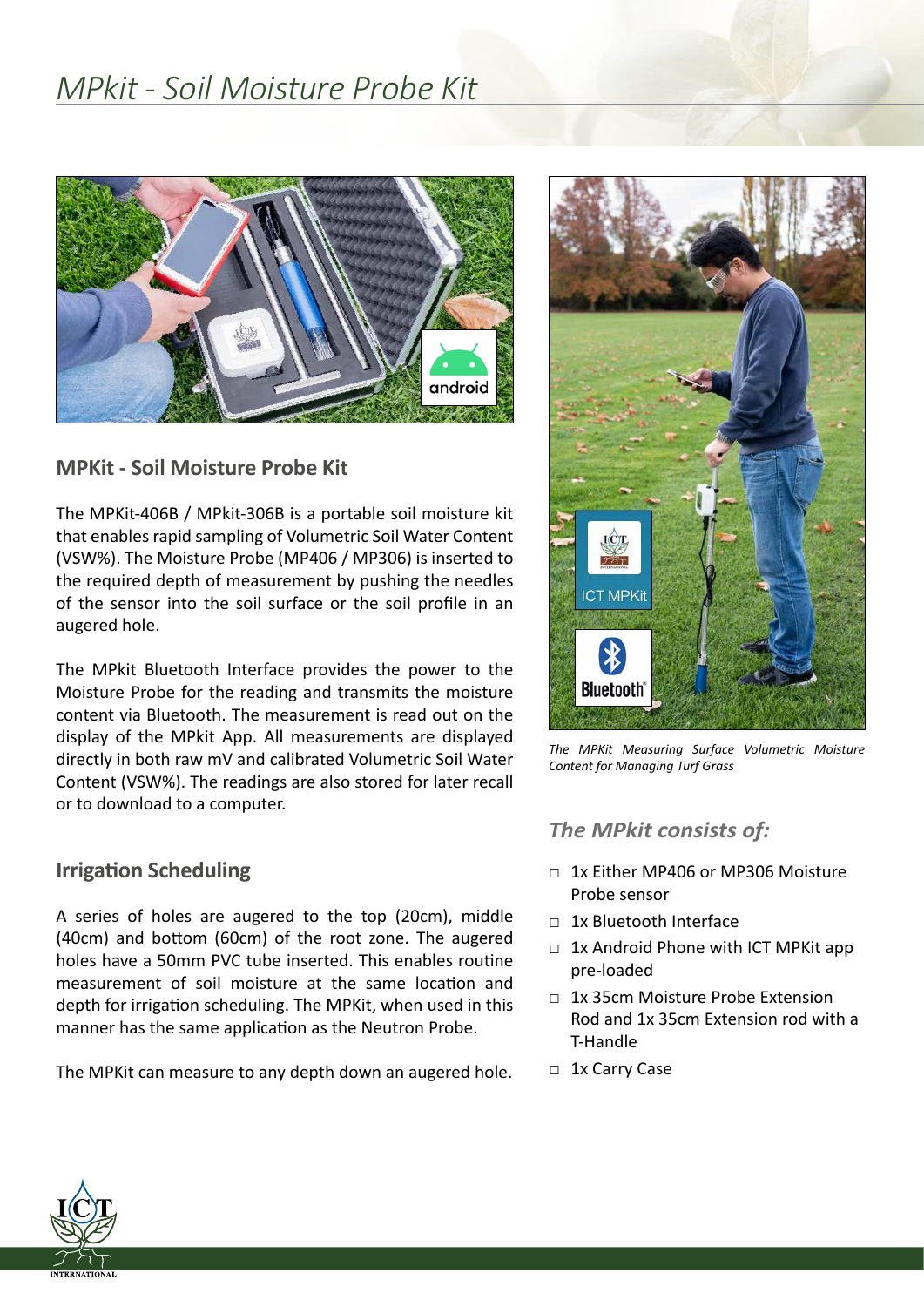# MPKit - Soil Moisture Probe Kit

## MPKit - Soil Moisture Probe Kit

The MPKit-406B / MPKit-306B is a portable soil moisture kit that enables rapid sampling of Volumetric Soil Water Content (VSW%). The Moisture Probe (MP406 / MP306) is inserted to the required depth of measurement by pushing the needles of the sensor into the soil surface or the soil profile in an augered hole.

The MPkit Bluetooth Interface provides the power to the Moisture Probe for the reading and transmits the moisture content via Bluetooth. The measurement is read out on the display of the MPkit App. All measurements are displayed directly in both raw mV and calibrated Volumetric Soil Water Content (VSW%). The readings are also stored for later recall or to download to a computer.

## Irrigation Scheduling

A series of holes are augered to the top (20cm), middle (40cm) and bottom (60cm) of the root zone. The augered holes have a 50mm PVC tube inserted. This enables routine measurement of soil moisture at the same location and depth for irrigation scheduling. The MPKit, when used in this manner has the same application as the Neutron Probe.

The MPKit can measure to any depth down an augered hole.

*The MPKit Measuring Surface Volumetric Moisture Content for Managing Turf Grass*

### *The MPkit consists of:*

- 1x Either MP406 or MP306 Moisture Probe sensor
- 1x Bluetooth Interface
- 1x Android Phone with ICT MPKit app pre-loaded
- 1x 35cm Moisture Probe Extension Rod and 1x 35cm Extension rod with a T-Handle
- 1x Carry Case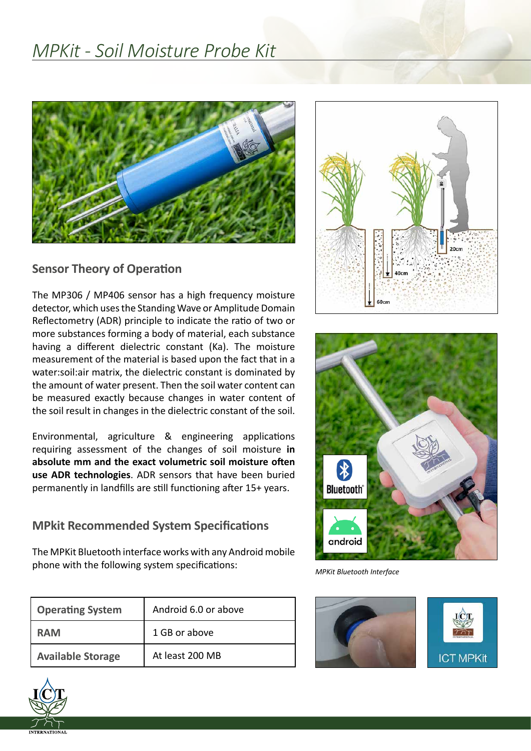# MPKit - Soil Moisture Probe Kit

## Sensor Theory of Operation

The MP306 / MP406 sensor has a high frequency moisture detector, which uses the Standing Wave or Amplitude Domain Reflectometry (ADR) principle to indicate the ratio of two or more substances forming a body of material, each substance having a different dielectric constant (Ka). The moisture measurement of the material is based upon the fact that in a water:soil:air matrix, the dielectric constant is dominated by the amount of water present. Then the soil water content can be measured exactly because changes in water content of the soil result in changes in the dielectric constant of the soil.

Environmental, agriculture & engineering applications requiring assessment of the changes of soil moisture **in absolute mm and the exact volumetric soil moisture often use ADR technologies**. ADR sensors that have been buried permanently in landfills are still functioning after 15+ years.

## MPkit Recommended System Specifications

The MPKit Bluetooth interface works with any Android mobile phone with the following system specifications:

| Operating System | Android 6.0 or above |
|---|---|
| RAM | 1 GB or above |
| Available Storage | At least 200 MB |

*MPKit Bluetooth Interface*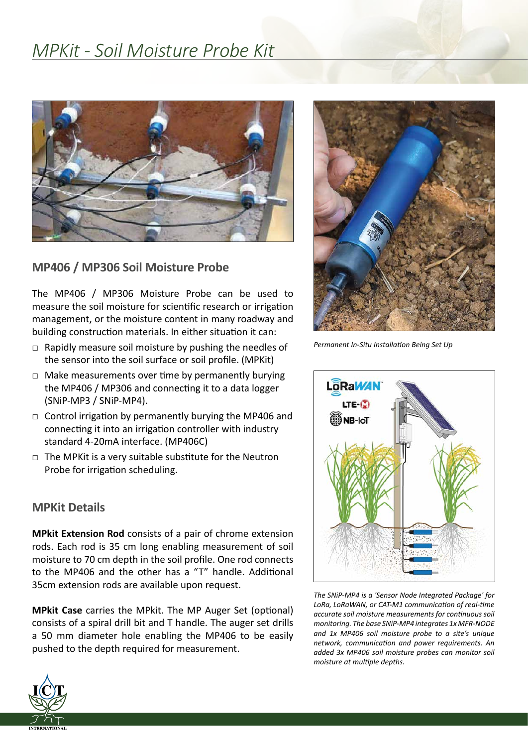# MPKit - Soil Moisture Probe Kit

## MP406 / MP306 Soil Moisture Probe

The MP406 / MP306 Moisture Probe can be used to measure the soil moisture for scientific research or irrigation management, or the moisture content in many roadway and building construction materials. In either situation it can:

- Rapidly measure soil moisture by pushing the needles of the sensor into the soil surface or soil profile. (MPKit)
- Make measurements over time by permanently burying the MP406 / MP306 and connecting it to a data logger (SNiP-MP3 / SNiP-MP4).
- Control irrigation by permanently burying the MP406 and connecting it into an irrigation controller with industry standard 4-20mA interface. (MP406C)
- The MPKit is a very suitable substitute for the Neutron Probe for irrigation scheduling.

## MPKit Details

**MPkit Extension Rod** consists of a pair of chrome extension rods. Each rod is 35 cm long enabling measurement of soil moisture to 70 cm depth in the soil profile. One rod connects to the MP406 and the other has a "T" handle. Additional 35cm extension rods are available upon request.

**MPkit Case** carries the MPkit. The MP Auger Set (optional) consists of a spiral drill bit and T handle. The auger set drills a 50 mm diameter hole enabling the MP406 to be easily pushed to the depth required for measurement.

*Permanent In-Situ Installation Being Set Up*

*The SNiP-MP4 is a 'Sensor Node Integrated Package' for LoRa, LoRaWAN, or CAT-M1 communication of real-time accurate soil moisture measurements for continuous soil monitoring. The base SNiP-MP4 integrates 1x MFR-NODE and 1x MP406 soil moisture probe to a site's unique network, communication and power requirements. An added 3x MP406 soil moisture probes can monitor soil moisture at multiple depths.*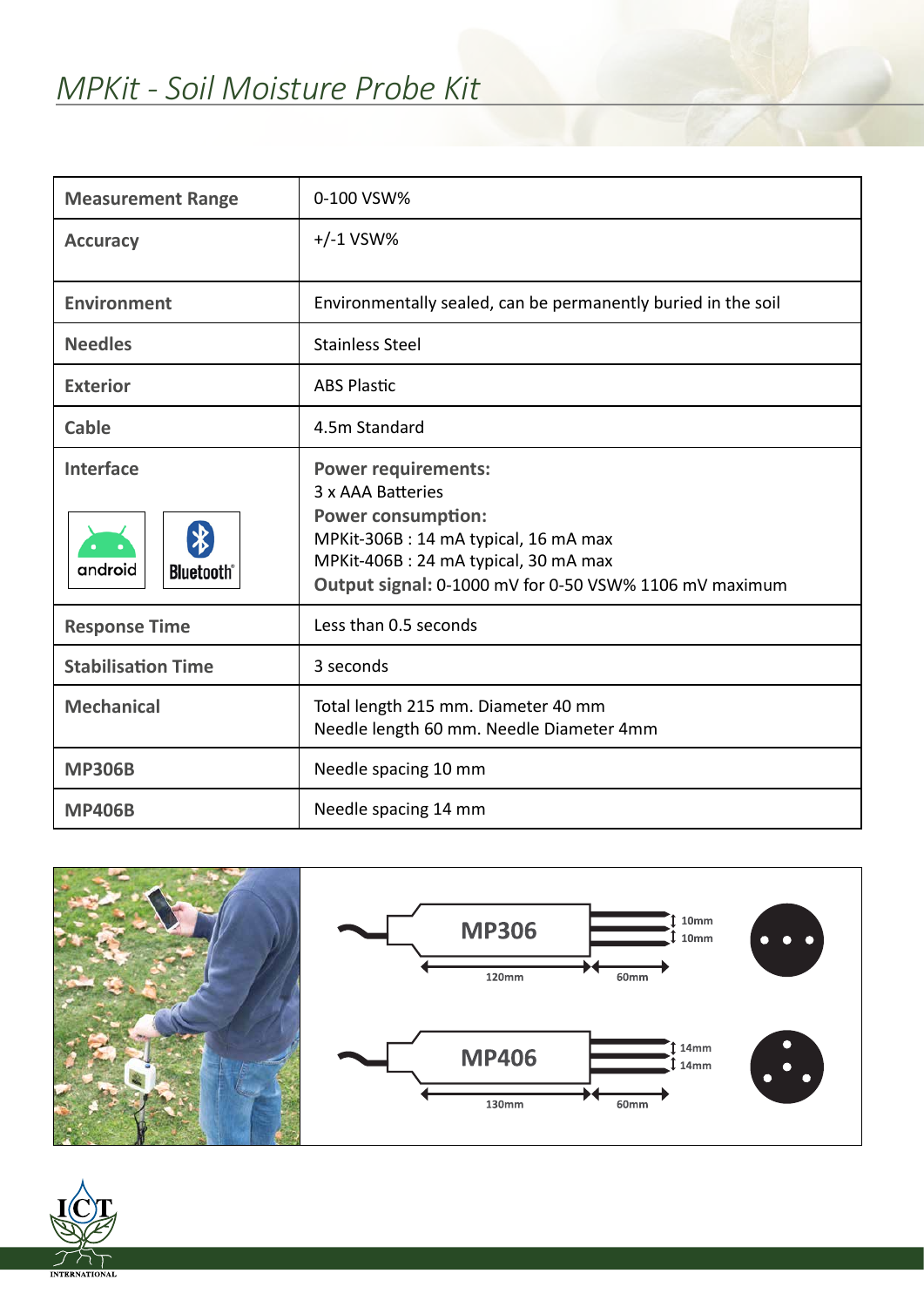# MPKit - Soil Moisture Probe Kit

| | |
|---|---|
| **Measurement Range** | 0-100 VSW% |
| **Accuracy** | +/-1 VSW% |
| **Environment** | Environmentally sealed, can be permanently buried in the soil |
| **Needles** | Stainless Steel |
| **Exterior** | ABS Plastic |
| **Cable** | 4.5m Standard |
| **Interface** android Bluetooth | **Power requirements:** 3 x AAA Batteries **Power consumption:** MPKit-306B : 14 mA typical, 16 mA max MPKit-406B : 24 mA typical, 30 mA max **Output signal:** 0-1000 mV for 0-50 VSW% 1106 mV maximum |
| **Response Time** | Less than 0.5 seconds |
| **Stabilisation Time** | 3 seconds |
| **Mechanical** | Total length 215 mm. Diameter 40 mm Needle length 60 mm. Needle Diameter 4mm |
| **MP306B** | Needle spacing 10 mm |
| **MP406B** | Needle spacing 14 mm |

MP306
10mm
10mm
120mm
60mm

MP406
14mm
14mm
130mm
60mm